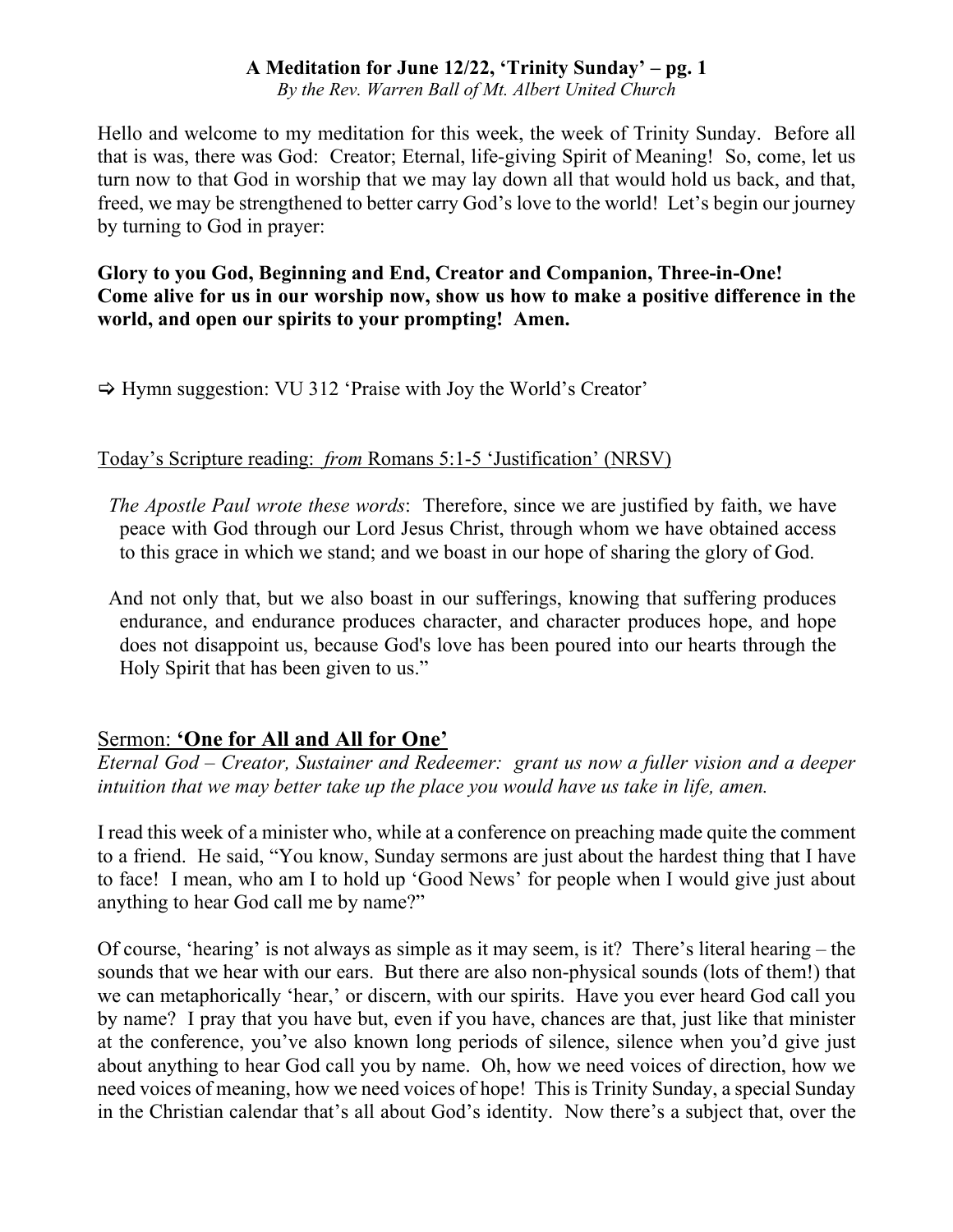# A Meditation for June 12/22, 'Trinity Sunday' – pg. 1

*By the Rev. Warren Ball of Mt. Albert United Church*

Hello and welcome to my meditation for this week, the week of Trinity Sunday. Before all that is was, there was God: Creator; Eternal, life-giving Spirit of Meaning! So, come, let us turn now to that God in worship that we may lay down all that would hold us back, and that, freed, we may be strengthened to better carry God's love to the world! Let's begin our journey by turning to God in prayer:

**Glory to you God, Beginning and End, Creator and Companion, Three-in-One! Come alive for us in our worship now, show us how to make a positive difference in the world, and open our spirits to your prompting! Amen.**

⇨ Hymn suggestion: VU 312 'Praise with Joy the World's Creator'

Today's Scripture reading: *from* Romans 5:1-5 'Justification' (NRSV)

*The Apostle Paul wrote these words*: Therefore, since we are justified by faith, we have peace with God through our Lord Jesus Christ, through whom we have obtained access to this grace in which we stand; and we boast in our hope of sharing the glory of God.

And not only that, but we also boast in our sufferings, knowing that suffering produces endurance, and endurance produces character, and character produces hope, and hope does not disappoint us, because God's love has been poured into our hearts through the Holy Spirit that has been given to us."

## Sermon: **'One for All and All for One'**

*Eternal God – Creator, Sustainer and Redeemer: grant us now a fuller vision and a deeper intuition that we may better take up the place you would have us take in life, amen.*

I read this week of a minister who, while at a conference on preaching made quite the comment to a friend. He said, "You know, Sunday sermons are just about the hardest thing that I have to face! I mean, who am I to hold up 'Good News' for people when I would give just about anything to hear God call me by name?"

Of course, 'hearing' is not always as simple as it may seem, is it? There's literal hearing – the sounds that we hear with our ears. But there are also non-physical sounds (lots of them!) that we can metaphorically 'hear,' or discern, with our spirits. Have you ever heard God call you by name? I pray that you have but, even if you have, chances are that, just like that minister at the conference, you've also known long periods of silence, silence when you'd give just about anything to hear God call you by name. Oh, how we need voices of direction, how we need voices of meaning, how we need voices of hope! This is Trinity Sunday, a special Sunday in the Christian calendar that's all about God's identity. Now there's a subject that, over the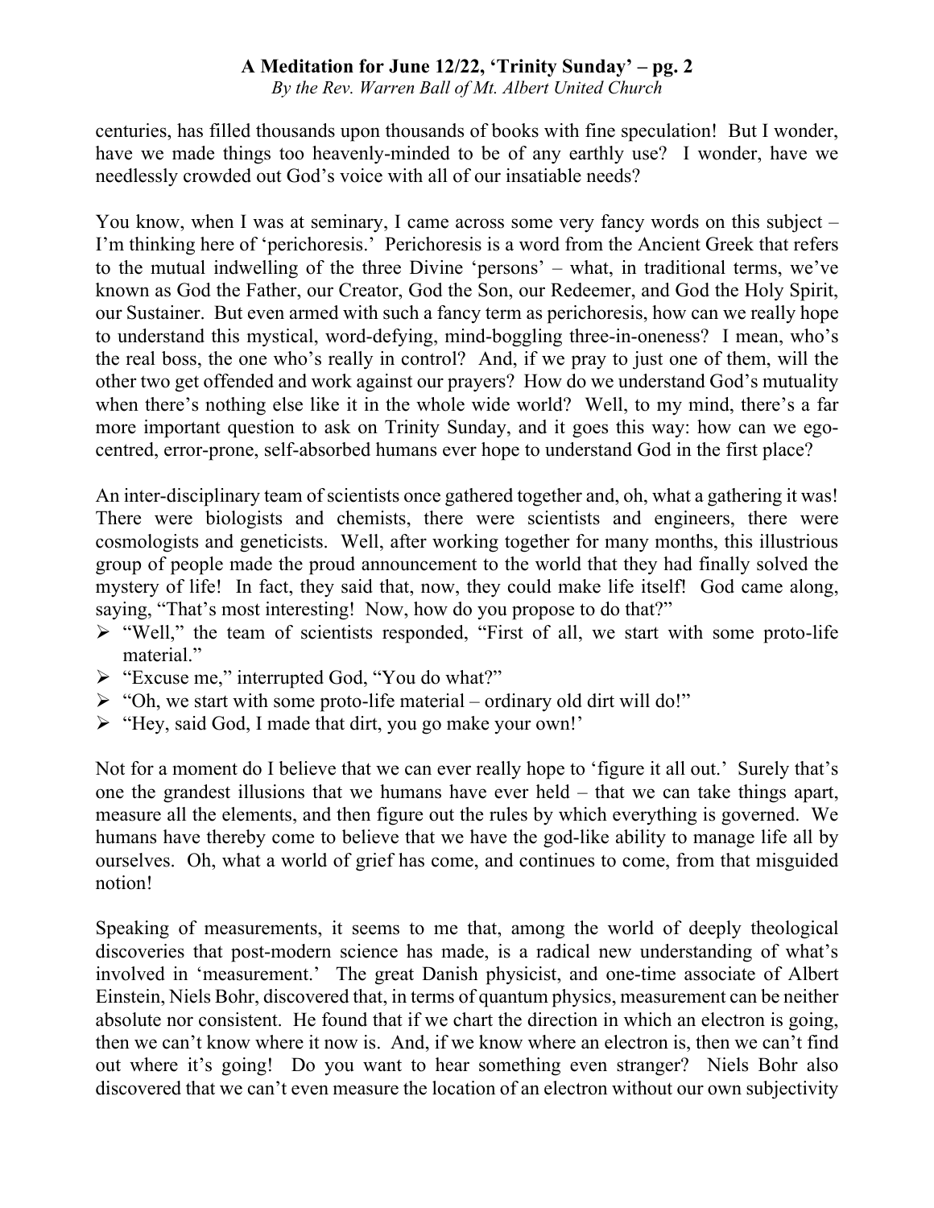centuries, has filled thousands upon thousands of books with fine speculation! But I wonder, have we made things too heavenly-minded to be of any earthly use? I wonder, have we needlessly crowded out God's voice with all of our insatiable needs?

You know, when I was at seminary, I came across some very fancy words on this subject – I'm thinking here of 'perichoresis.' Perichoresis is a word from the Ancient Greek that refers to the mutual indwelling of the three Divine 'persons' – what, in traditional terms, we've known as God the Father, our Creator, God the Son, our Redeemer, and God the Holy Spirit, our Sustainer. But even armed with such a fancy term as perichoresis, how can we really hope to understand this mystical, word-defying, mind-boggling three-in-oneness? I mean, who's the real boss, the one who's really in control? And, if we pray to just one of them, will the other two get offended and work against our prayers? How do we understand God's mutuality when there's nothing else like it in the whole wide world? Well, to my mind, there's a far more important question to ask on Trinity Sunday, and it goes this way: how can we ego-centred, error-prone, self-absorbed humans ever hope to understand God in the first place?

An inter-disciplinary team of scientists once gathered together and, oh, what a gathering it was! There were biologists and chemists, there were scientists and engineers, there were cosmologists and geneticists. Well, after working together for many months, this illustrious group of people made the proud announcement to the world that they had finally solved the mystery of life! In fact, they said that, now, they could make life itself! God came along, saying, "That's most interesting! Now, how do you propose to do that?"

- "Well," the team of scientists responded, "First of all, we start with some proto-life material."
- "Excuse me," interrupted God, "You do what?"
- "Oh, we start with some proto-life material – ordinary old dirt will do!"
- "Hey, said God, I made that dirt, you go make your own!'

Not for a moment do I believe that we can ever really hope to 'figure it all out.' Surely that's one the grandest illusions that we humans have ever held – that we can take things apart, measure all the elements, and then figure out the rules by which everything is governed. We humans have thereby come to believe that we have the god-like ability to manage life all by ourselves. Oh, what a world of grief has come, and continues to come, from that misguided notion!

Speaking of measurements, it seems to me that, among the world of deeply theological discoveries that post-modern science has made, is a radical new understanding of what's involved in 'measurement.' The great Danish physicist, and one-time associate of Albert Einstein, Niels Bohr, discovered that, in terms of quantum physics, measurement can be neither absolute nor consistent. He found that if we chart the direction in which an electron is going, then we can't know where it now is. And, if we know where an electron is, then we can't find out where it's going! Do you want to hear something even stranger? Niels Bohr also discovered that we can't even measure the location of an electron without our own subjectivity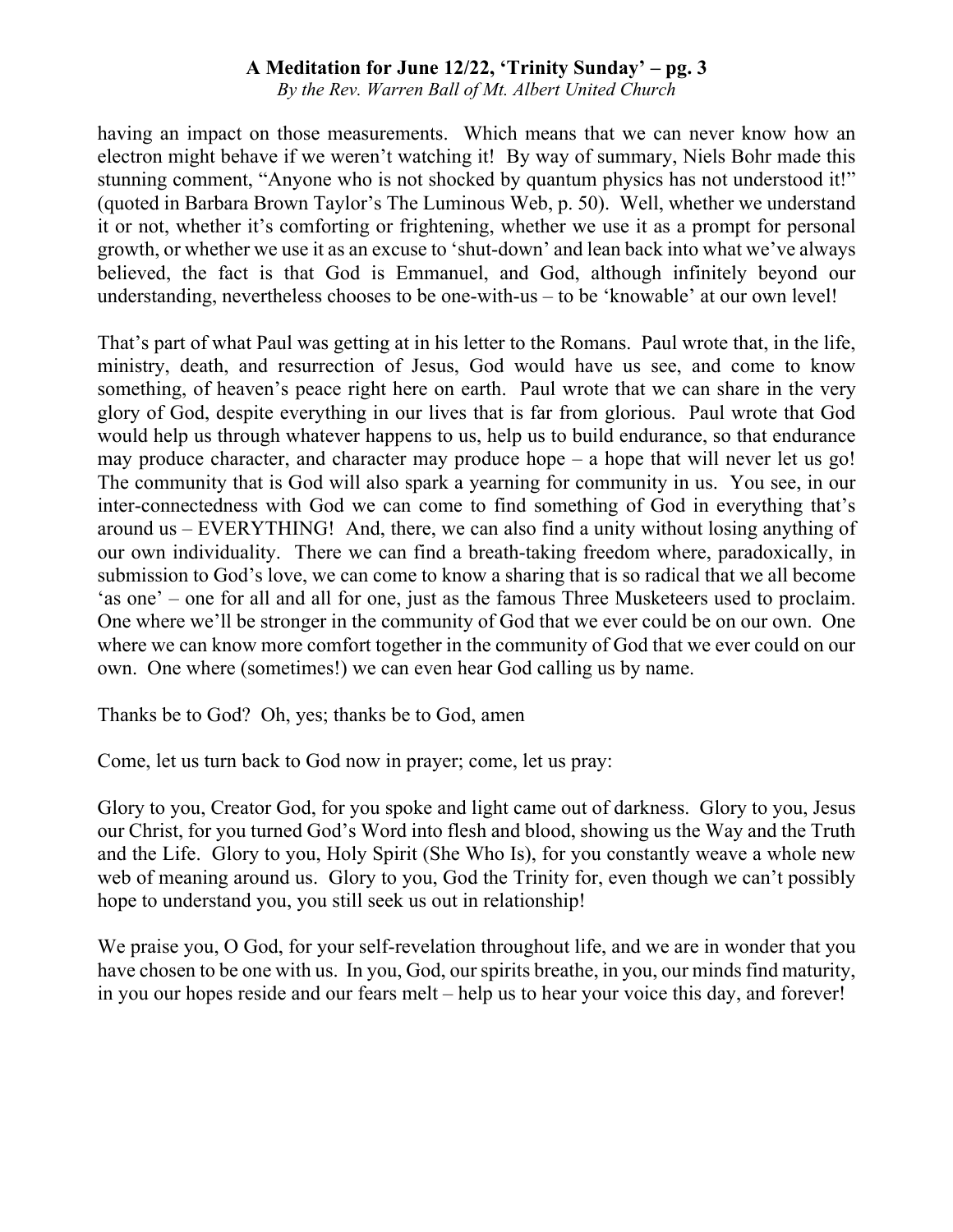having an impact on those measurements. Which means that we can never know how an electron might behave if we weren't watching it! By way of summary, Niels Bohr made this stunning comment, "Anyone who is not shocked by quantum physics has not understood it!" (quoted in Barbara Brown Taylor's The Luminous Web, p. 50). Well, whether we understand it or not, whether it's comforting or frightening, whether we use it as a prompt for personal growth, or whether we use it as an excuse to 'shut-down' and lean back into what we've always believed, the fact is that God is Emmanuel, and God, although infinitely beyond our understanding, nevertheless chooses to be one-with-us – to be 'knowable' at our own level!

That's part of what Paul was getting at in his letter to the Romans. Paul wrote that, in the life, ministry, death, and resurrection of Jesus, God would have us see, and come to know something, of heaven's peace right here on earth. Paul wrote that we can share in the very glory of God, despite everything in our lives that is far from glorious. Paul wrote that God would help us through whatever happens to us, help us to build endurance, so that endurance may produce character, and character may produce hope – a hope that will never let us go! The community that is God will also spark a yearning for community in us. You see, in our inter-connectedness with God we can come to find something of God in everything that's around us – EVERYTHING! And, there, we can also find a unity without losing anything of our own individuality. There we can find a breath-taking freedom where, paradoxically, in submission to God's love, we can come to know a sharing that is so radical that we all become 'as one' – one for all and all for one, just as the famous Three Musketeers used to proclaim. One where we'll be stronger in the community of God that we ever could be on our own. One where we can know more comfort together in the community of God that we ever could on our own. One where (sometimes!) we can even hear God calling us by name.

Thanks be to God? Oh, yes; thanks be to God, amen

Come, let us turn back to God now in prayer; come, let us pray:

Glory to you, Creator God, for you spoke and light came out of darkness. Glory to you, Jesus our Christ, for you turned God's Word into flesh and blood, showing us the Way and the Truth and the Life. Glory to you, Holy Spirit (She Who Is), for you constantly weave a whole new web of meaning around us. Glory to you, God the Trinity for, even though we can't possibly hope to understand you, you still seek us out in relationship!

We praise you, O God, for your self-revelation throughout life, and we are in wonder that you have chosen to be one with us. In you, God, our spirits breathe, in you, our minds find maturity, in you our hopes reside and our fears melt – help us to hear your voice this day, and forever!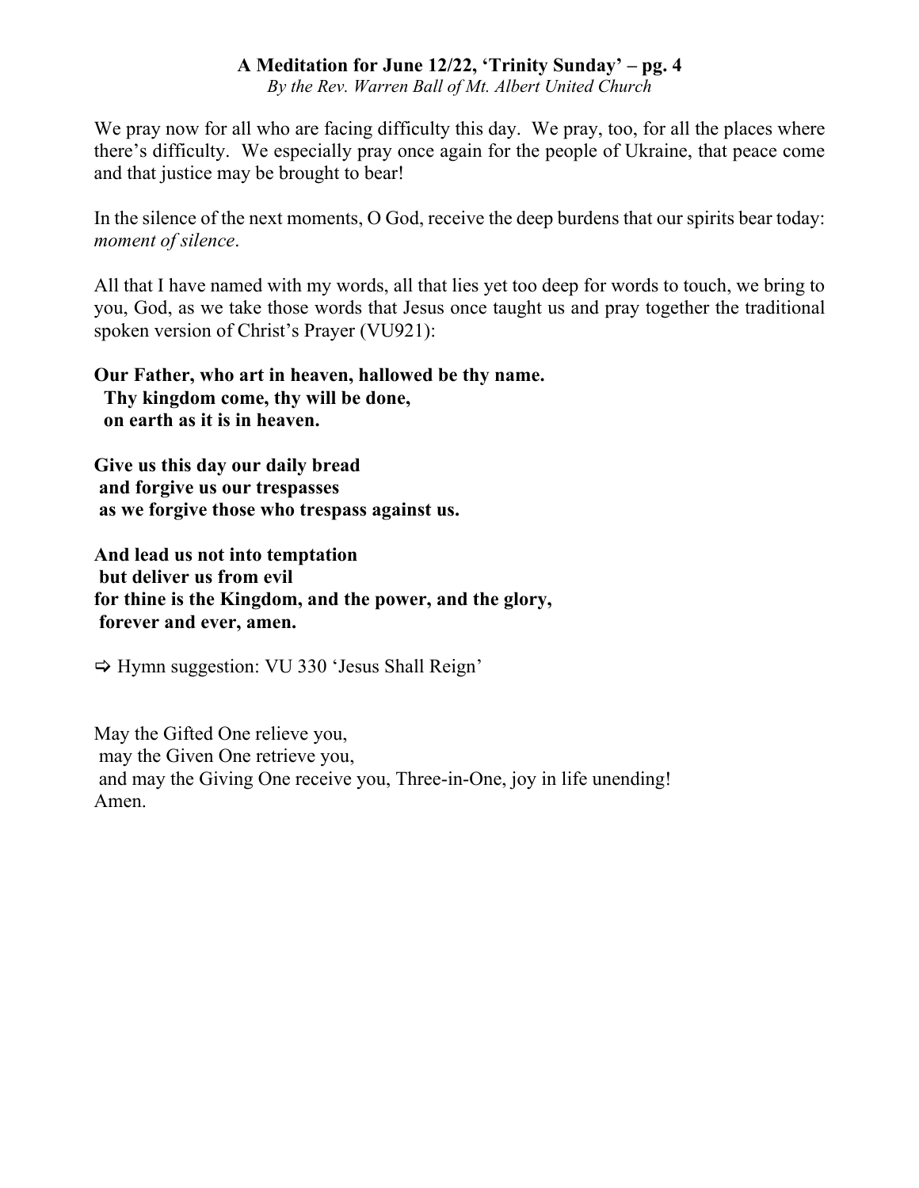We pray now for all who are facing difficulty this day. We pray, too, for all the places where there's difficulty. We especially pray once again for the people of Ukraine, that peace come and that justice may be brought to bear!

In the silence of the next moments, O God, receive the deep burdens that our spirits bear today: *moment of silence*.

All that I have named with my words, all that lies yet too deep for words to touch, we bring to you, God, as we take those words that Jesus once taught us and pray together the traditional spoken version of Christ's Prayer (VU921):

**Our Father, who art in heaven, hallowed be thy name.**
**Thy kingdom come, thy will be done,**
**on earth as it is in heaven.**

**Give us this day our daily bread**
**and forgive us our trespasses**
**as we forgive those who trespass against us.**

**And lead us not into temptation**
**but deliver us from evil**
**for thine is the Kingdom, and the power, and the glory,**
**forever and ever, amen.**

⇨ Hymn suggestion: VU 330 'Jesus Shall Reign'

May the Gifted One relieve you,
may the Given One retrieve you,
and may the Giving One receive you, Three-in-One, joy in life unending!
Amen.